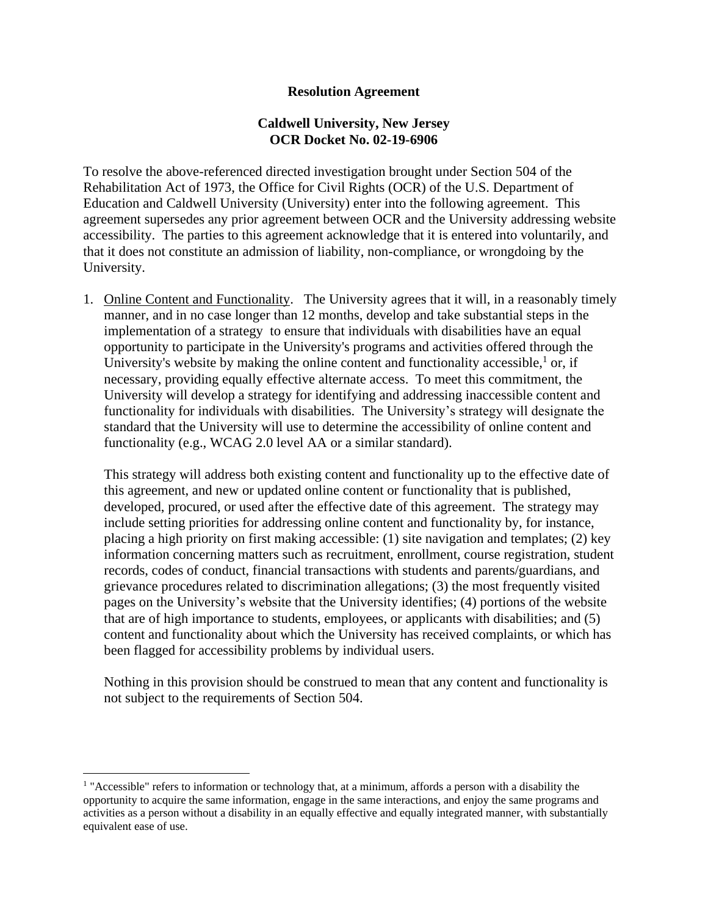**Resolution Agreement**

**Caldwell University, New Jersey**
**OCR Docket No. 02-19-6906**

To resolve the above-referenced directed investigation brought under Section 504 of the Rehabilitation Act of 1973, the Office for Civil Rights (OCR) of the U.S. Department of Education and Caldwell University (University) enter into the following agreement. This agreement supersedes any prior agreement between OCR and the University addressing website accessibility. The parties to this agreement acknowledge that it is entered into voluntarily, and that it does not constitute an admission of liability, non-compliance, or wrongdoing by the University.

1. <u>Online Content and Functionality</u>. The University agrees that it will, in a reasonably timely manner, and in no case longer than 12 months, develop and take substantial steps in the implementation of a strategy to ensure that individuals with disabilities have an equal opportunity to participate in the University's programs and activities offered through the University's website by making the online content and functionality accessible,[1] or, if necessary, providing equally effective alternate access. To meet this commitment, the University will develop a strategy for identifying and addressing inaccessible content and functionality for individuals with disabilities. The University's strategy will designate the standard that the University will use to determine the accessibility of online content and functionality (e.g., WCAG 2.0 level AA or a similar standard).

   This strategy will address both existing content and functionality up to the effective date of this agreement, and new or updated online content or functionality that is published, developed, procured, or used after the effective date of this agreement. The strategy may include setting priorities for addressing online content and functionality by, for instance, placing a high priority on first making accessible: (1) site navigation and templates; (2) key information concerning matters such as recruitment, enrollment, course registration, student records, codes of conduct, financial transactions with students and parents/guardians, and grievance procedures related to discrimination allegations; (3) the most frequently visited pages on the University's website that the University identifies; (4) portions of the website that are of high importance to students, employees, or applicants with disabilities; and (5) content and functionality about which the University has received complaints, or which has been flagged for accessibility problems by individual users.

   Nothing in this provision should be construed to mean that any content and functionality is not subject to the requirements of Section 504.

---

[1] "Accessible" refers to information or technology that, at a minimum, affords a person with a disability the opportunity to acquire the same information, engage in the same interactions, and enjoy the same programs and activities as a person without a disability in an equally effective and equally integrated manner, with substantially equivalent ease of use.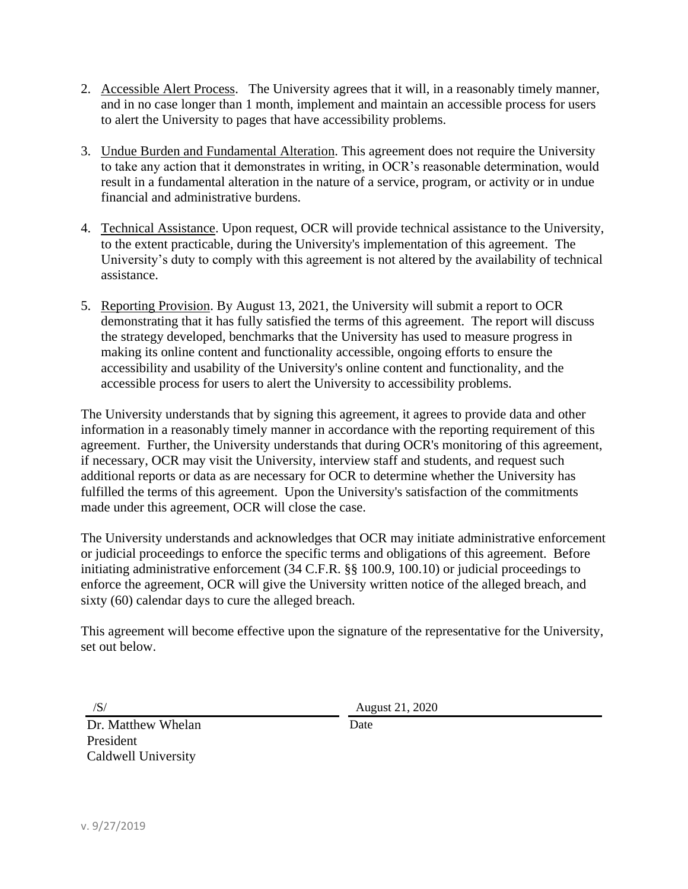2. Accessible Alert Process. The University agrees that it will, in a reasonably timely manner, and in no case longer than 1 month, implement and maintain an accessible process for users to alert the University to pages that have accessibility problems.

3. Undue Burden and Fundamental Alteration. This agreement does not require the University to take any action that it demonstrates in writing, in OCR's reasonable determination, would result in a fundamental alteration in the nature of a service, program, or activity or in undue financial and administrative burdens.

4. Technical Assistance. Upon request, OCR will provide technical assistance to the University, to the extent practicable, during the University's implementation of this agreement. The University's duty to comply with this agreement is not altered by the availability of technical assistance.

5. Reporting Provision. By August 13, 2021, the University will submit a report to OCR demonstrating that it has fully satisfied the terms of this agreement. The report will discuss the strategy developed, benchmarks that the University has used to measure progress in making its online content and functionality accessible, ongoing efforts to ensure the accessibility and usability of the University's online content and functionality, and the accessible process for users to alert the University to accessibility problems.

The University understands that by signing this agreement, it agrees to provide data and other information in a reasonably timely manner in accordance with the reporting requirement of this agreement. Further, the University understands that during OCR's monitoring of this agreement, if necessary, OCR may visit the University, interview staff and students, and request such additional reports or data as are necessary for OCR to determine whether the University has fulfilled the terms of this agreement. Upon the University's satisfaction of the commitments made under this agreement, OCR will close the case.

The University understands and acknowledges that OCR may initiate administrative enforcement or judicial proceedings to enforce the specific terms and obligations of this agreement. Before initiating administrative enforcement (34 C.F.R. §§ 100.9, 100.10) or judicial proceedings to enforce the agreement, OCR will give the University written notice of the alleged breach, and sixty (60) calendar days to cure the alleged breach.

This agreement will become effective upon the signature of the representative for the University, set out below.

/S/

Dr. Matthew Whelan
President
Caldwell University

August 21, 2020

Date

v. 9/27/2019